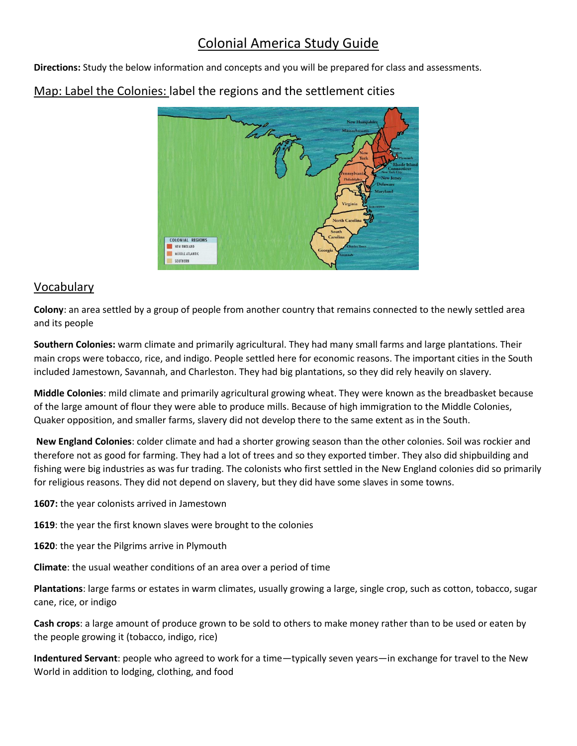# Colonial America Study Guide

**Directions:** Study the below information and concepts and you will be prepared for class and assessments.

## Map: Label the Colonies: label the regions and the settlement cities

## Vocabulary

**Colony**: an area settled by a group of people from another country that remains connected to the newly settled area and its people

**Southern Colonies:** warm climate and primarily agricultural. They had many small farms and large plantations. Their main crops were tobacco, rice, and indigo. People settled here for economic reasons. The important cities in the South included Jamestown, Savannah, and Charleston. They had big plantations, so they did rely heavily on slavery.

**Middle Colonies**: mild climate and primarily agricultural growing wheat. They were known as the breadbasket because of the large amount of flour they were able to produce mills. Because of high immigration to the Middle Colonies, Quaker opposition, and smaller farms, slavery did not develop there to the same extent as in the South.

**New England Colonies**: colder climate and had a shorter growing season than the other colonies. Soil was rockier and therefore not as good for farming. They had a lot of trees and so they exported timber. They also did shipbuilding and fishing were big industries as was fur trading. The colonists who first settled in the New England colonies did so primarily for religious reasons. They did not depend on slavery, but they did have some slaves in some towns.

**1607:** the year colonists arrived in Jamestown

**1619**: the year the first known slaves were brought to the colonies

**1620**: the year the Pilgrims arrive in Plymouth

**Climate**: the usual weather conditions of an area over a period of time

**Plantations**: large farms or estates in warm climates, usually growing a large, single crop, such as cotton, tobacco, sugar cane, rice, or indigo

**Cash crops**: a large amount of produce grown to be sold to others to make money rather than to be used or eaten by the people growing it (tobacco, indigo, rice)

**Indentured Servant**: people who agreed to work for a time—typically seven years—in exchange for travel to the New World in addition to lodging, clothing, and food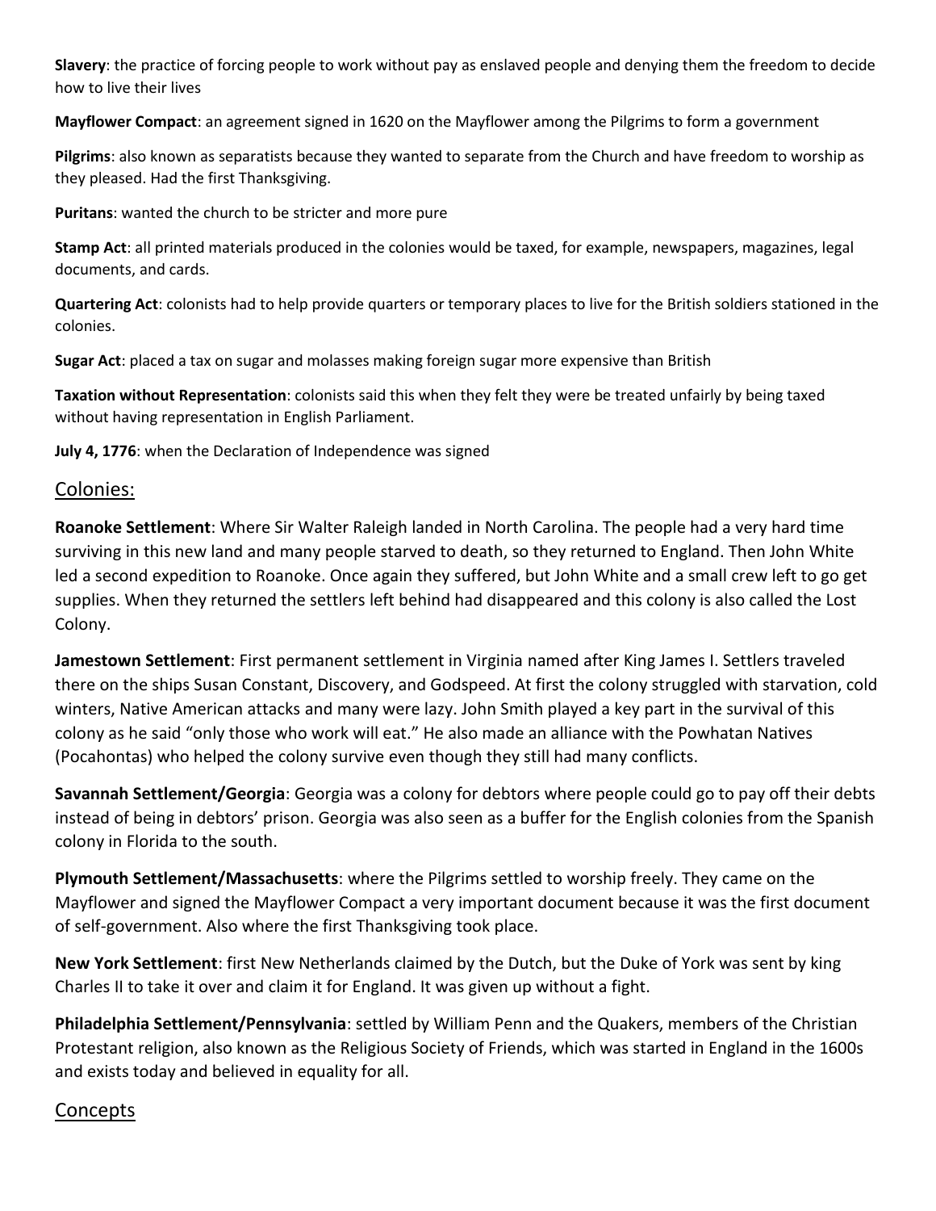**Slavery**: the practice of forcing people to work without pay as enslaved people and denying them the freedom to decide how to live their lives

**Mayflower Compact**: an agreement signed in 1620 on the Mayflower among the Pilgrims to form a government

**Pilgrims**: also known as separatists because they wanted to separate from the Church and have freedom to worship as they pleased. Had the first Thanksgiving.

**Puritans**: wanted the church to be stricter and more pure

**Stamp Act**: all printed materials produced in the colonies would be taxed, for example, newspapers, magazines, legal documents, and cards.

**Quartering Act**: colonists had to help provide quarters or temporary places to live for the British soldiers stationed in the colonies.

**Sugar Act**: placed a tax on sugar and molasses making foreign sugar more expensive than British

**Taxation without Representation**: colonists said this when they felt they were be treated unfairly by being taxed without having representation in English Parliament.

**July 4, 1776**: when the Declaration of Independence was signed

## Colonies:

**Roanoke Settlement**: Where Sir Walter Raleigh landed in North Carolina. The people had a very hard time surviving in this new land and many people starved to death, so they returned to England. Then John White led a second expedition to Roanoke. Once again they suffered, but John White and a small crew left to go get supplies. When they returned the settlers left behind had disappeared and this colony is also called the Lost Colony.

**Jamestown Settlement**: First permanent settlement in Virginia named after King James I. Settlers traveled there on the ships Susan Constant, Discovery, and Godspeed. At first the colony struggled with starvation, cold winters, Native American attacks and many were lazy. John Smith played a key part in the survival of this colony as he said "only those who work will eat." He also made an alliance with the Powhatan Natives (Pocahontas) who helped the colony survive even though they still had many conflicts.

**Savannah Settlement/Georgia**: Georgia was a colony for debtors where people could go to pay off their debts instead of being in debtors' prison. Georgia was also seen as a buffer for the English colonies from the Spanish colony in Florida to the south.

**Plymouth Settlement/Massachusetts**: where the Pilgrims settled to worship freely. They came on the Mayflower and signed the Mayflower Compact a very important document because it was the first document of self-government. Also where the first Thanksgiving took place.

**New York Settlement**: first New Netherlands claimed by the Dutch, but the Duke of York was sent by king Charles II to take it over and claim it for England. It was given up without a fight.

**Philadelphia Settlement/Pennsylvania**: settled by William Penn and the Quakers, members of the Christian Protestant religion, also known as the Religious Society of Friends, which was started in England in the 1600s and exists today and believed in equality for all.

## Concepts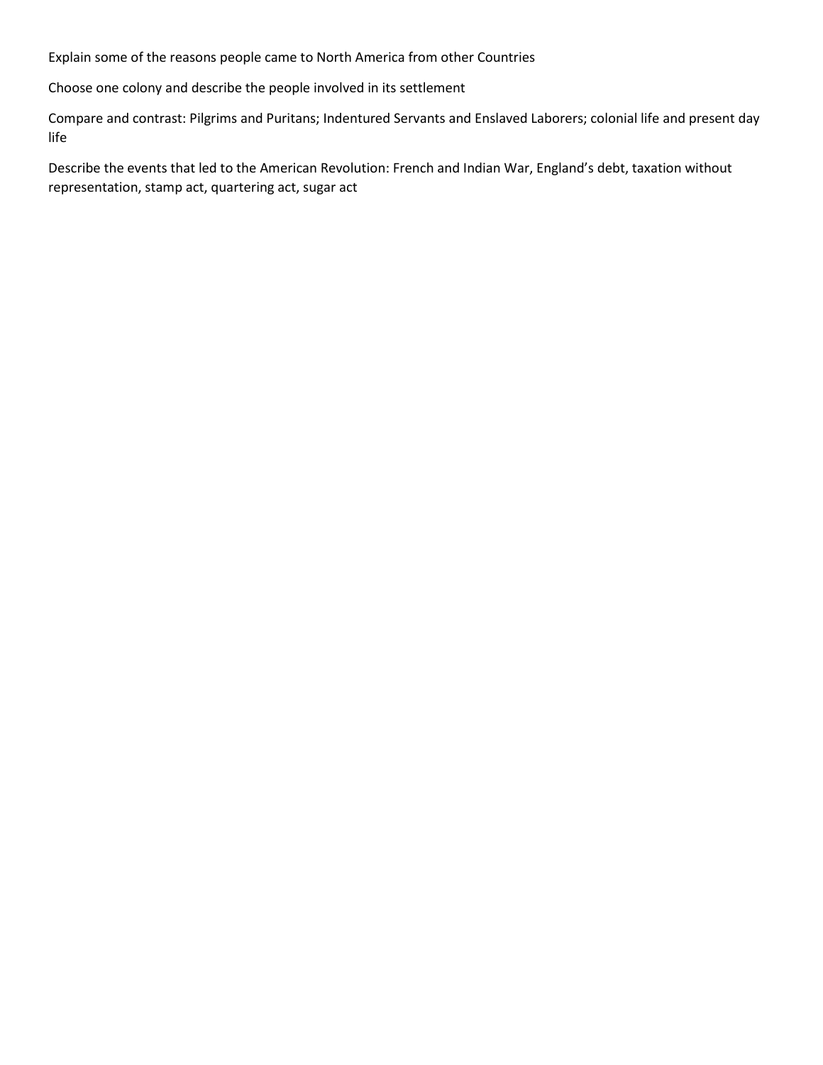Explain some of the reasons people came to North America from other Countries

Choose one colony and describe the people involved in its settlement

Compare and contrast: Pilgrims and Puritans; Indentured Servants and Enslaved Laborers; colonial life and present day life

Describe the events that led to the American Revolution: French and Indian War, England's debt, taxation without representation, stamp act, quartering act, sugar act